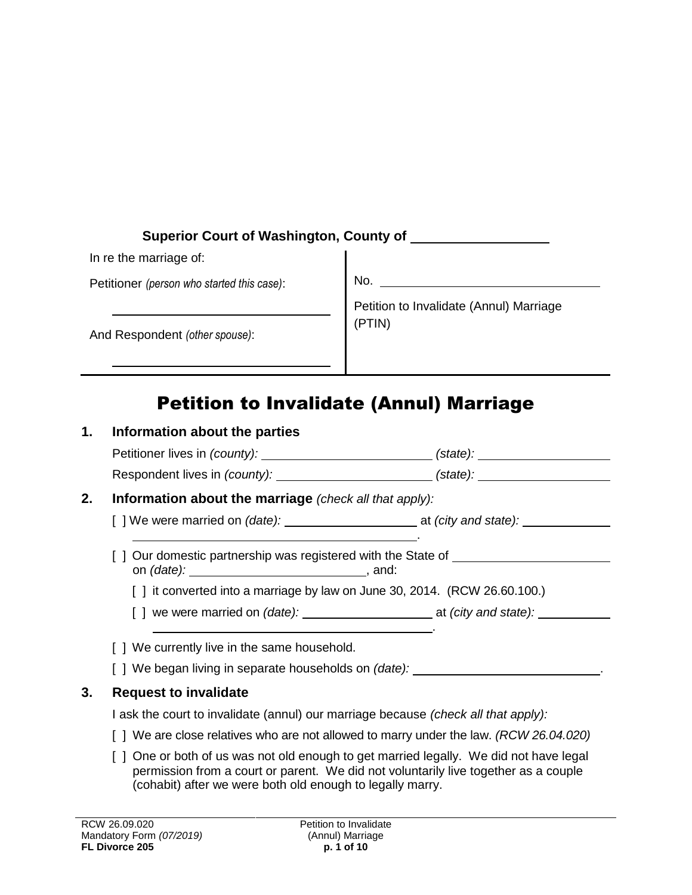**Superior Court of Washington, County of \_\_\_\_\_\_\_\_\_\_\_\_\_\_\_\_\_\_**

| | |
|---|---|
| In re the marriage of:<br><br>Petitioner *(person who started this case)*:<br><br>\_\_\_\_\_\_\_\_\_\_\_\_\_\_\_\_\_\_\_\_\_\_\_\_\_\_\_\_\_\_<br><br>And Respondent *(other spouse)*:<br><br>\_\_\_\_\_\_\_\_\_\_\_\_\_\_\_\_\_\_\_\_\_\_\_\_\_\_\_\_\_\_ | No. \_\_\_\_\_\_\_\_\_\_\_\_\_\_\_\_\_\_\_\_\_\_\_\_\_\_\_\_\_\_<br><br>Petition to Invalidate (Annul) Marriage (PTIN) |

# Petition to Invalidate (Annul) Marriage

## 1. Information about the parties

Petitioner lives in *(county):* \_\_\_\_\_\_\_\_\_\_\_\_\_\_\_\_\_\_\_\_\_\_\_\_ *(state):* \_\_\_\_\_\_\_\_\_\_\_\_\_\_\_\_\_\_\_

Respondent lives in *(county):* \_\_\_\_\_\_\_\_\_\_\_\_\_\_\_\_\_\_\_\_\_\_ *(state):* \_\_\_\_\_\_\_\_\_\_\_\_\_\_\_\_\_\_\_

## 2. Information about the marriage *(check all that apply):*

[ ] We were married on *(date):* \_\_\_\_\_\_\_\_\_\_\_\_\_\_\_\_\_\_\_ at *(city and state):* \_\_\_\_\_\_\_\_\_\_\_\_\_ \_\_\_\_\_\_\_\_\_\_\_\_\_\_\_\_\_\_\_\_\_\_\_\_\_\_\_\_\_\_\_\_\_\_\_\_\_\_\_\_\_\_\_\_\_\_.

[ ] Our domestic partnership was registered with the State of \_\_\_\_\_\_\_\_\_\_\_\_\_\_\_\_\_\_\_\_\_\_\_ on *(date):* \_\_\_\_\_\_\_\_\_\_\_\_\_\_\_\_\_\_\_\_\_\_\_\_\_, and:

- [ ] it converted into a marriage by law on June 30, 2014. (RCW 26.60.100.)
- [ ] we were married on *(date):* \_\_\_\_\_\_\_\_\_\_\_\_\_\_\_\_\_\_\_ at *(city and state):* \_\_\_\_\_\_\_\_\_\_\_ \_\_\_\_\_\_\_\_\_\_\_\_\_\_\_\_\_\_\_\_\_\_\_\_\_\_\_\_\_\_\_\_\_\_\_\_\_\_\_\_\_\_\_\_.

[ ] We currently live in the same household.

[ ] We began living in separate households on *(date):* \_\_\_\_\_\_\_\_\_\_\_\_\_\_\_\_\_\_\_\_\_\_\_\_\_\_\_.

## 3. Request to invalidate

I ask the court to invalidate (annul) our marriage because *(check all that apply):*

[ ] We are close relatives who are not allowed to marry under the law. *(RCW 26.04.020)*

[ ] One or both of us was not old enough to get married legally. We did not have legal permission from a court or parent. We did not voluntarily live together as a couple (cohabit) after we were both old enough to legally marry.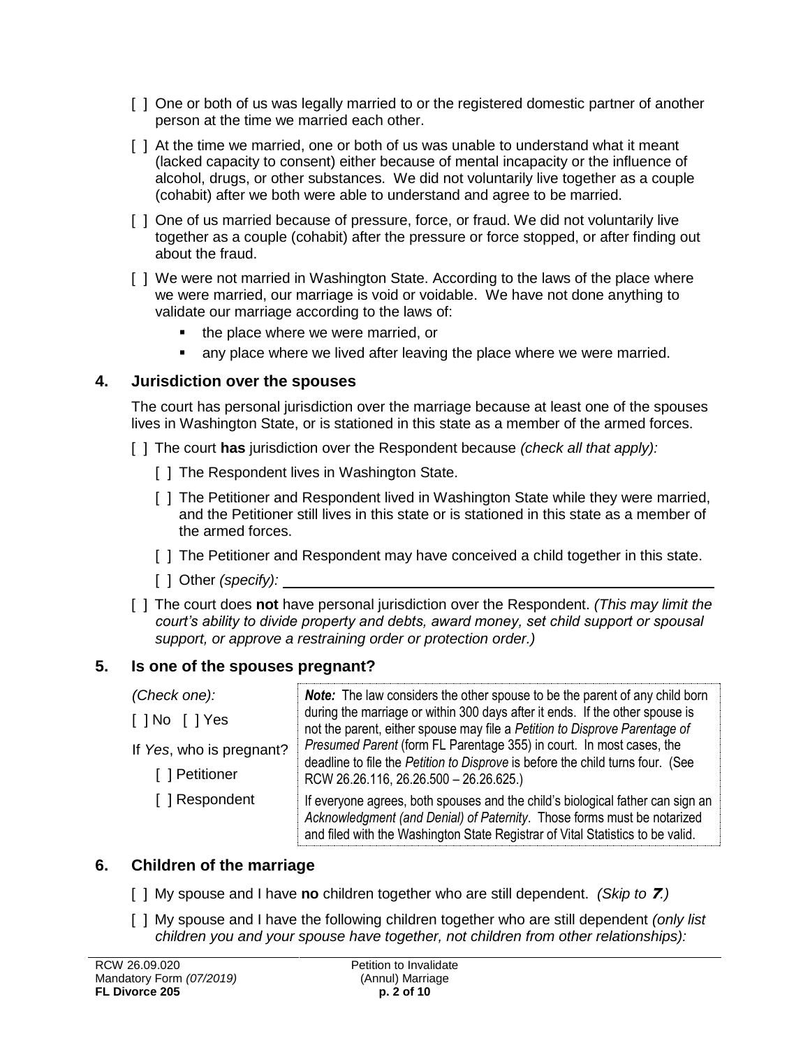- [ ] One or both of us was legally married to or the registered domestic partner of another person at the time we married each other.
- [ ] At the time we married, one or both of us was unable to understand what it meant (lacked capacity to consent) either because of mental incapacity or the influence of alcohol, drugs, or other substances. We did not voluntarily live together as a couple (cohabit) after we both were able to understand and agree to be married.
- [ ] One of us married because of pressure, force, or fraud. We did not voluntarily live together as a couple (cohabit) after the pressure or force stopped, or after finding out about the fraud.
- [ ] We were not married in Washington State. According to the laws of the place where we were married, our marriage is void or voidable. We have not done anything to validate our marriage according to the laws of:
  - the place where we were married, or
  - any place where we lived after leaving the place where we were married.

## 4. Jurisdiction over the spouses

The court has personal jurisdiction over the marriage because at least one of the spouses lives in Washington State, or is stationed in this state as a member of the armed forces.

- [ ] The court **has** jurisdiction over the Respondent because *(check all that apply):*
  - [ ] The Respondent lives in Washington State.
  - [ ] The Petitioner and Respondent lived in Washington State while they were married, and the Petitioner still lives in this state or is stationed in this state as a member of the armed forces.
  - [ ] The Petitioner and Respondent may have conceived a child together in this state.
  - [ ] Other *(specify):* ____________________
- [ ] The court does **not** have personal jurisdiction over the Respondent. *(This may limit the court's ability to divide property and debts, award money, set child support or spousal support, or approve a restraining order or protection order.)*

## 5. Is one of the spouses pregnant?

*(Check one):*

[ ] No [ ] Yes

If *Yes*, who is pregnant?

- [ ] Petitioner
- [ ] Respondent

***Note:*** The law considers the other spouse to be the parent of any child born during the marriage or within 300 days after it ends. If the other spouse is not the parent, either spouse may file a *Petition to Disprove Parentage of Presumed Parent* (form FL Parentage 355) in court. In most cases, the deadline to file the *Petition to Disprove* is before the child turns four. (See RCW 26.26.116, 26.26.500 – 26.26.625.)

If everyone agrees, both spouses and the child's biological father can sign an *Acknowledgment (and Denial) of Paternity*. Those forms must be notarized and filed with the Washington State Registrar of Vital Statistics to be valid.

## 6. Children of the marriage

- [ ] My spouse and I have **no** children together who are still dependent. *(Skip to **7**.)*
- [ ] My spouse and I have the following children together who are still dependent *(only list children you and your spouse have together, not children from other relationships):*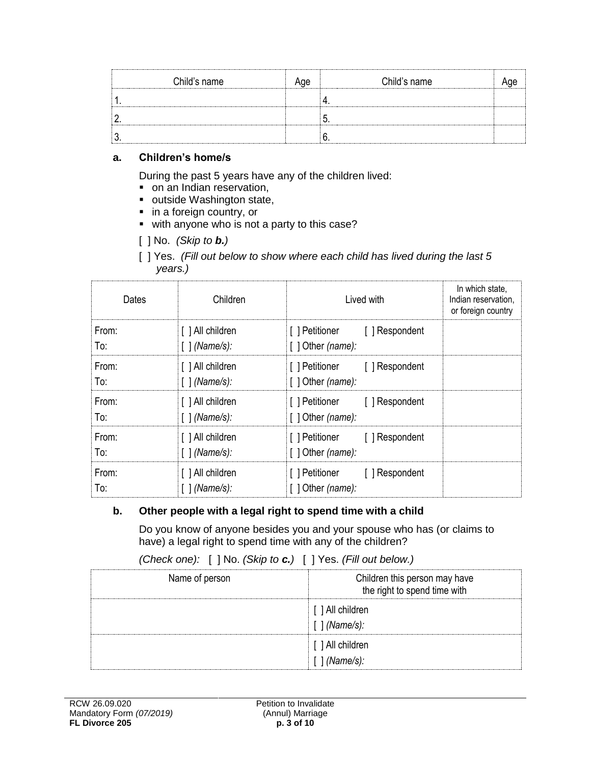| Child's name | Age | Child's name | Age |
| --- | --- | --- | --- |
| 1. | | 4. | |
| 2. | | 5. | |
| 3. | | 6. | |

### a. Children's home/s

During the past 5 years have any of the children lived:

- on an Indian reservation,
- outside Washington state,
- in a foreign country, or
- with anyone who is not a party to this case?

[ ] No. *(Skip to **b.**)*

[ ] Yes. *(Fill out below to show where each child has lived during the last 5 years.)*

| Dates | Children | Lived with | In which state, Indian reservation, or foreign country |
| --- | --- | --- | --- |
| From:<br>To: | [ ] All children<br>[ ] *(Name/s):* | [ ] Petitioner [ ] Respondent<br>[ ] Other *(name):* | |
| From:<br>To: | [ ] All children<br>[ ] *(Name/s):* | [ ] Petitioner [ ] Respondent<br>[ ] Other *(name):* | |
| From:<br>To: | [ ] All children<br>[ ] *(Name/s):* | [ ] Petitioner [ ] Respondent<br>[ ] Other *(name):* | |
| From:<br>To: | [ ] All children<br>[ ] *(Name/s):* | [ ] Petitioner [ ] Respondent<br>[ ] Other *(name):* | |
| From:<br>To: | [ ] All children<br>[ ] *(Name/s):* | [ ] Petitioner [ ] Respondent<br>[ ] Other *(name):* | |

### b. Other people with a legal right to spend time with a child

Do you know of anyone besides you and your spouse who has (or claims to have) a legal right to spend time with any of the children?

*(Check one):* [ ] No. *(Skip to **c.**)* [ ] Yes. *(Fill out below.)*

| Name of person | Children this person may have the right to spend time with |
| --- | --- |
| | [ ] All children<br>[ ] *(Name/s):* |
| | [ ] All children<br>[ ] *(Name/s):* |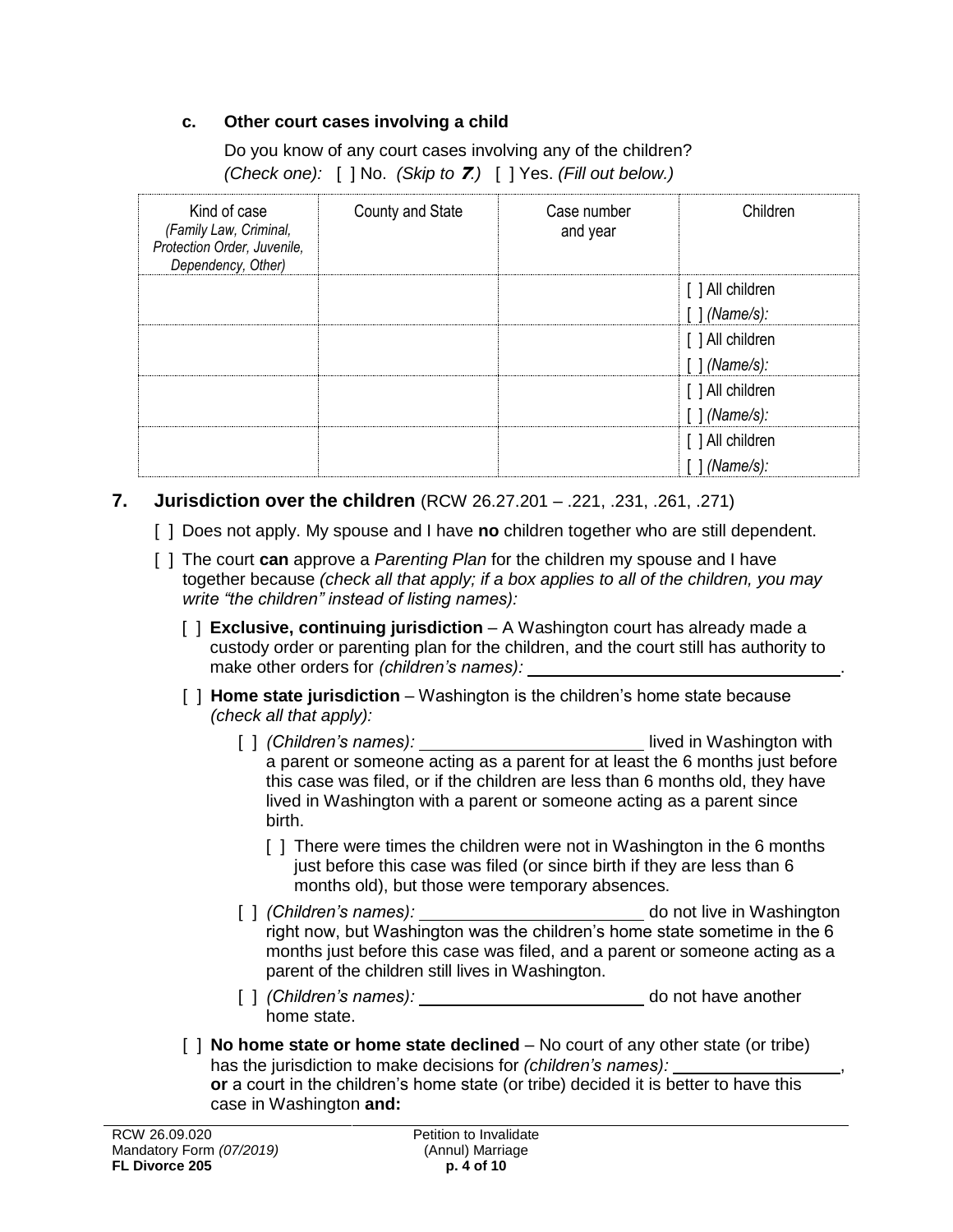### c. Other court cases involving a child

Do you know of any court cases involving any of the children?
*(Check one):* [ ] No. *(Skip to **7**.)* [ ] Yes. *(Fill out below.)*

| Kind of case *(Family Law, Criminal, Protection Order, Juvenile, Dependency, Other)* | County and State | Case number and year | Children |
|---|---|---|---|
| | | | [ ] All children [ ] *(Name/s):* |
| | | | [ ] All children [ ] *(Name/s):* |
| | | | [ ] All children [ ] *(Name/s):* |
| | | | [ ] All children [ ] *(Name/s):* |

## 7. Jurisdiction over the children (RCW 26.27.201 – .221, .231, .261, .271)

[ ] Does not apply. My spouse and I have **no** children together who are still dependent.

[ ] The court **can** approve a *Parenting Plan* for the children my spouse and I have together because *(check all that apply; if a box applies to all of the children, you may write "the children" instead of listing names):*

- [ ] **Exclusive, continuing jurisdiction** – A Washington court has already made a custody order or parenting plan for the children, and the court still has authority to make other orders for *(children's names):* ____________________.

- [ ] **Home state jurisdiction** – Washington is the children's home state because *(check all that apply):*

  - [ ] *(Children's names):* ____________________ lived in Washington with a parent or someone acting as a parent for at least the 6 months just before this case was filed, or if the children are less than 6 months old, they have lived in Washington with a parent or someone acting as a parent since birth.

    - [ ] There were times the children were not in Washington in the 6 months just before this case was filed (or since birth if they are less than 6 months old), but those were temporary absences.

  - [ ] *(Children's names):* ____________________ do not live in Washington right now, but Washington was the children's home state sometime in the 6 months just before this case was filed, and a parent or someone acting as a parent of the children still lives in Washington.

  - [ ] *(Children's names):* ____________________ do not have another home state.

- [ ] **No home state or home state declined** – No court of any other state (or tribe) has the jurisdiction to make decisions for *(children's names):* ____________________, **or** a court in the children's home state (or tribe) decided it is better to have this case in Washington **and:**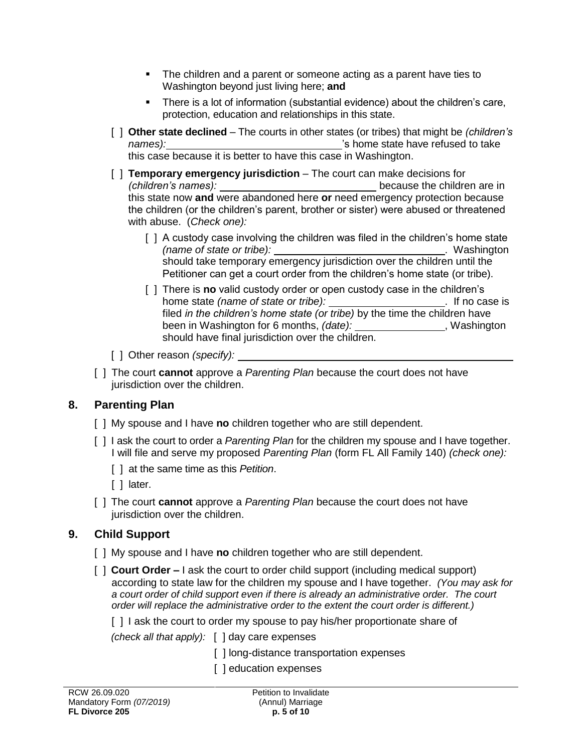- The children and a parent or someone acting as a parent have ties to Washington beyond just living here; **and**
- There is a lot of information (substantial evidence) about the children's care, protection, education and relationships in this state.

[ ] **Other state declined** – The courts in other states (or tribes) that might be *(children's names):* ______________________'s home state have refused to take this case because it is better to have this case in Washington.

[ ] **Temporary emergency jurisdiction** – The court can make decisions for *(children's names):* ______________________ because the children are in this state now **and** were abandoned here **or** need emergency protection because the children (or the children's parent, brother or sister) were abused or threatened with abuse. (*Check one):*

[ ] A custody case involving the children was filed in the children's home state *(name of state or tribe):* ______________________. Washington should take temporary emergency jurisdiction over the children until the Petitioner can get a court order from the children's home state (or tribe).

[ ] There is **no** valid custody order or open custody case in the children's home state *(name of state or tribe):* ________________. If no case is filed *in the children's home state (or tribe)* by the time the children have been in Washington for 6 months, *(date):* ______________, Washington should have final jurisdiction over the children.

[ ] Other reason *(specify):* ______________________________________

[ ] The court **cannot** approve a *Parenting Plan* because the court does not have jurisdiction over the children.

## 8. Parenting Plan

[ ] My spouse and I have **no** children together who are still dependent.

[ ] I ask the court to order a *Parenting Plan* for the children my spouse and I have together. I will file and serve my proposed *Parenting Plan* (form FL All Family 140) *(check one):*

[ ] at the same time as this *Petition*.

[ ] later.

[ ] The court **cannot** approve a *Parenting Plan* because the court does not have jurisdiction over the children.

## 9. Child Support

[ ] My spouse and I have **no** children together who are still dependent.

[ ] **Court Order –** I ask the court to order child support (including medical support) according to state law for the children my spouse and I have together. *(You may ask for a court order of child support even if there is already an administrative order. The court order will replace the administrative order to the extent the court order is different.)*

[ ] I ask the court to order my spouse to pay his/her proportionate share of

*(check all that apply):* [ ] day care expenses

[ ] long-distance transportation expenses

[ ] education expenses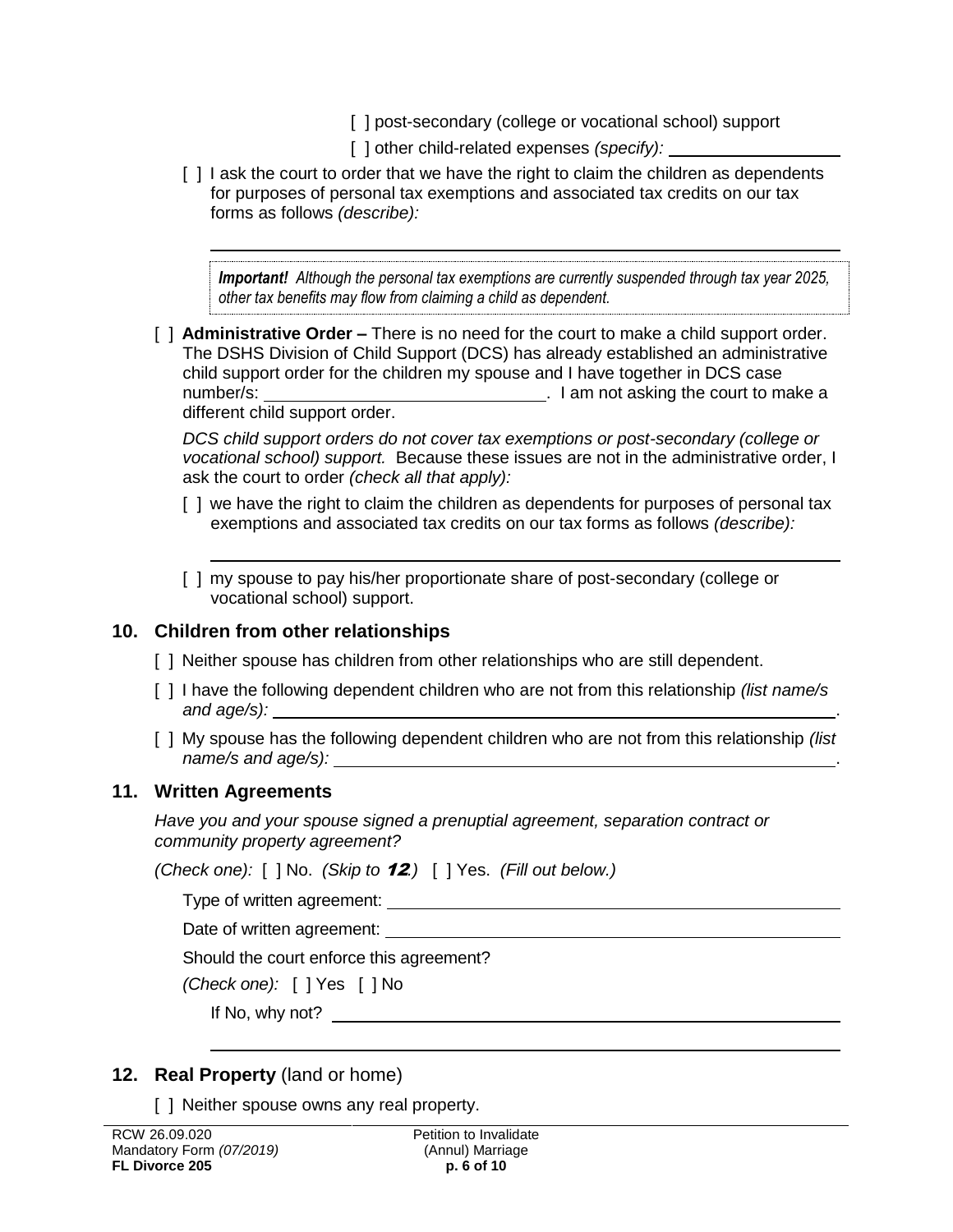[ ] post-secondary (college or vocational school) support

[ ] other child-related expenses *(specify):* \_\_\_\_\_\_\_\_\_\_\_\_\_\_\_\_\_\_

[ ] I ask the court to order that we have the right to claim the children as dependents for purposes of personal tax exemptions and associated tax credits on our tax forms as follows *(describe):*

\_\_\_\_\_\_\_\_\_\_\_\_\_\_\_\_\_\_\_\_\_\_\_\_\_\_\_\_\_\_\_\_\_\_\_\_\_\_\_\_\_\_\_\_\_\_\_\_\_\_\_\_\_\_\_\_\_\_\_\_

> ***Important!*** *Although the personal tax exemptions are currently suspended through tax year 2025, other tax benefits may flow from claiming a child as dependent.*

[ ] **Administrative Order –** There is no need for the court to make a child support order. The DSHS Division of Child Support (DCS) has already established an administrative child support order for the children my spouse and I have together in DCS case number/s: \_\_\_\_\_\_\_\_\_\_\_\_\_\_\_\_\_\_\_\_\_\_\_\_\_\_\_\_\_\_. I am not asking the court to make a different child support order.

*DCS child support orders do not cover tax exemptions or post-secondary (college or vocational school) support.* Because these issues are not in the administrative order, I ask the court to order *(check all that apply):*

[ ] we have the right to claim the children as dependents for purposes of personal tax exemptions and associated tax credits on our tax forms as follows *(describe):*

\_\_\_\_\_\_\_\_\_\_\_\_\_\_\_\_\_\_\_\_\_\_\_\_\_\_\_\_\_\_\_\_\_\_\_\_\_\_\_\_\_\_\_\_\_\_\_\_\_\_\_\_\_\_\_\_\_\_\_\_

[ ] my spouse to pay his/her proportionate share of post-secondary (college or vocational school) support.

## 10. Children from other relationships

[ ] Neither spouse has children from other relationships who are still dependent.

[ ] I have the following dependent children who are not from this relationship *(list name/s and age/s):* \_\_\_\_\_\_\_\_\_\_\_\_\_\_\_\_\_\_\_\_\_\_\_\_\_\_\_\_\_\_\_\_\_\_\_\_\_\_\_\_\_\_\_\_\_\_\_\_\_\_\_\_\_\_\_\_.

[ ] My spouse has the following dependent children who are not from this relationship *(list name/s and age/s):* \_\_\_\_\_\_\_\_\_\_\_\_\_\_\_\_\_\_\_\_\_\_\_\_\_\_\_\_\_\_\_\_\_\_\_\_\_\_\_\_\_\_\_\_\_\_\_\_\_\_\_\_.

## 11. Written Agreements

*Have you and your spouse signed a prenuptial agreement, separation contract or community property agreement?*

*(Check one):* [ ] No. *(Skip to* ***12****.)* [ ] Yes. *(Fill out below.)*

Type of written agreement: \_\_\_\_\_\_\_\_\_\_\_\_\_\_\_\_\_\_\_\_\_\_\_\_\_\_\_\_\_\_\_\_\_\_\_\_\_\_\_\_\_\_\_\_\_\_

Date of written agreement: \_\_\_\_\_\_\_\_\_\_\_\_\_\_\_\_\_\_\_\_\_\_\_\_\_\_\_\_\_\_\_\_\_\_\_\_\_\_\_\_\_\_\_\_\_\_

Should the court enforce this agreement?

*(Check one):* [ ] Yes [ ] No

If No, why not? \_\_\_\_\_\_\_\_\_\_\_\_\_\_\_\_\_\_\_\_\_\_\_\_\_\_\_\_\_\_\_\_\_\_\_\_\_\_\_\_\_\_\_\_\_\_\_\_\_\_\_\_

\_\_\_\_\_\_\_\_\_\_\_\_\_\_\_\_\_\_\_\_\_\_\_\_\_\_\_\_\_\_\_\_\_\_\_\_\_\_\_\_\_\_\_\_\_\_\_\_\_\_\_\_\_\_\_\_\_\_\_\_

## 12. Real Property (land or home)

[ ] Neither spouse owns any real property.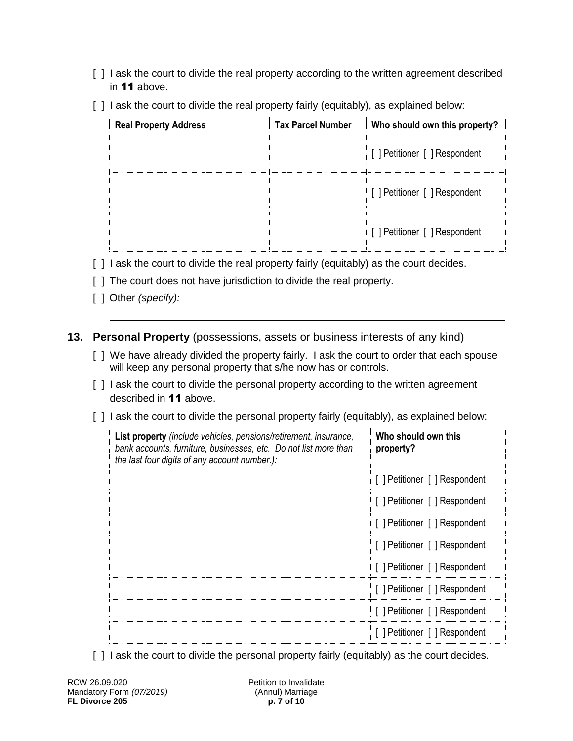[ ] I ask the court to divide the real property according to the written agreement described in **11** above.

[ ] I ask the court to divide the real property fairly (equitably), as explained below:

| Real Property Address | Tax Parcel Number | Who should own this property? |
|---|---|---|
| | | [ ] Petitioner [ ] Respondent |
| | | [ ] Petitioner [ ] Respondent |
| | | [ ] Petitioner [ ] Respondent |

[ ] I ask the court to divide the real property fairly (equitably) as the court decides.

[ ] The court does not have jurisdiction to divide the real property.

[ ] Other *(specify):* ______________________________

______________________________

## 13. **Personal Property** (possessions, assets or business interests of any kind)

[ ] We have already divided the property fairly. I ask the court to order that each spouse will keep any personal property that s/he now has or controls.

[ ] I ask the court to divide the personal property according to the written agreement described in **11** above.

[ ] I ask the court to divide the personal property fairly (equitably), as explained below:

| **List property** *(include vehicles, pensions/retirement, insurance, bank accounts, furniture, businesses, etc. Do not list more than the last four digits of any account number.):* | **Who should own this property?** |
|---|---|
| | [ ] Petitioner [ ] Respondent |
| | [ ] Petitioner [ ] Respondent |
| | [ ] Petitioner [ ] Respondent |
| | [ ] Petitioner [ ] Respondent |
| | [ ] Petitioner [ ] Respondent |
| | [ ] Petitioner [ ] Respondent |
| | [ ] Petitioner [ ] Respondent |
| | [ ] Petitioner [ ] Respondent |

[ ] I ask the court to divide the personal property fairly (equitably) as the court decides.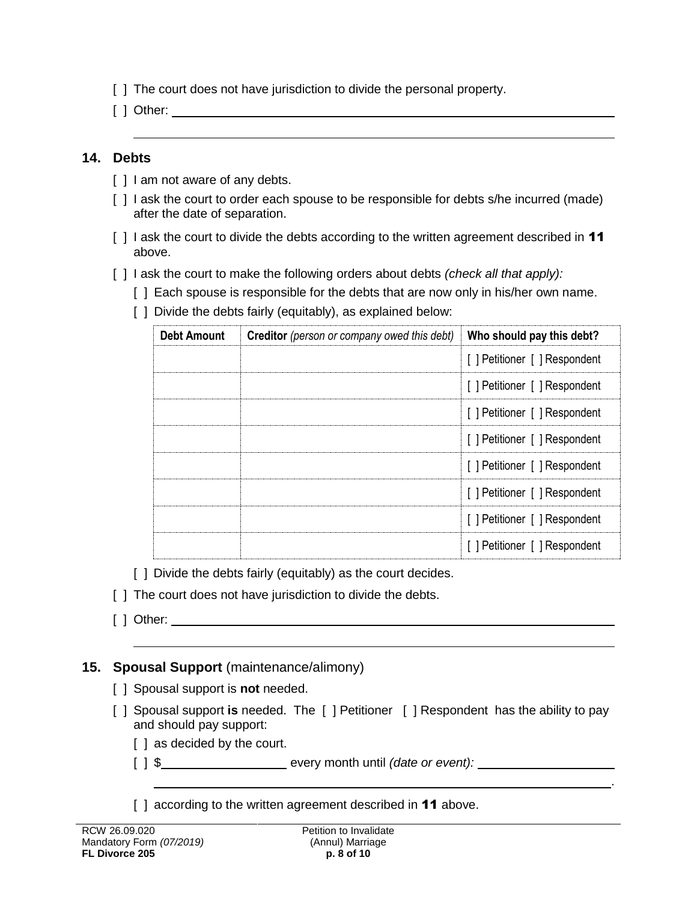[ ] The court does not have jurisdiction to divide the personal property.

[ ] Other: ______________________________________________________________

______________________________________________________________

## 14. Debts

[ ] I am not aware of any debts.

[ ] I ask the court to order each spouse to be responsible for debts s/he incurred (made) after the date of separation.

[ ] I ask the court to divide the debts according to the written agreement described in **11** above.

[ ] I ask the court to make the following orders about debts *(check all that apply):*

- [ ] Each spouse is responsible for the debts that are now only in his/her own name.
- [ ] Divide the debts fairly (equitably), as explained below:

| Debt Amount | Creditor *(person or company owed this debt)* | Who should pay this debt? |
|---|---|---|
| | | [ ] Petitioner [ ] Respondent |
| | | [ ] Petitioner [ ] Respondent |
| | | [ ] Petitioner [ ] Respondent |
| | | [ ] Petitioner [ ] Respondent |
| | | [ ] Petitioner [ ] Respondent |
| | | [ ] Petitioner [ ] Respondent |
| | | [ ] Petitioner [ ] Respondent |
| | | [ ] Petitioner [ ] Respondent |

- [ ] Divide the debts fairly (equitably) as the court decides.

[ ] The court does not have jurisdiction to divide the debts.

[ ] Other: ______________________________________________________________

______________________________________________________________

## 15. Spousal Support (maintenance/alimony)

[ ] Spousal support is **not** needed.

[ ] Spousal support **is** needed. The [ ] Petitioner [ ] Respondent has the ability to pay and should pay support:

- [ ] as decided by the court.
- [ ] $__________________ every month until *(date or event):* ____________________

  ______________________________________________________________.
- [ ] according to the written agreement described in **11** above.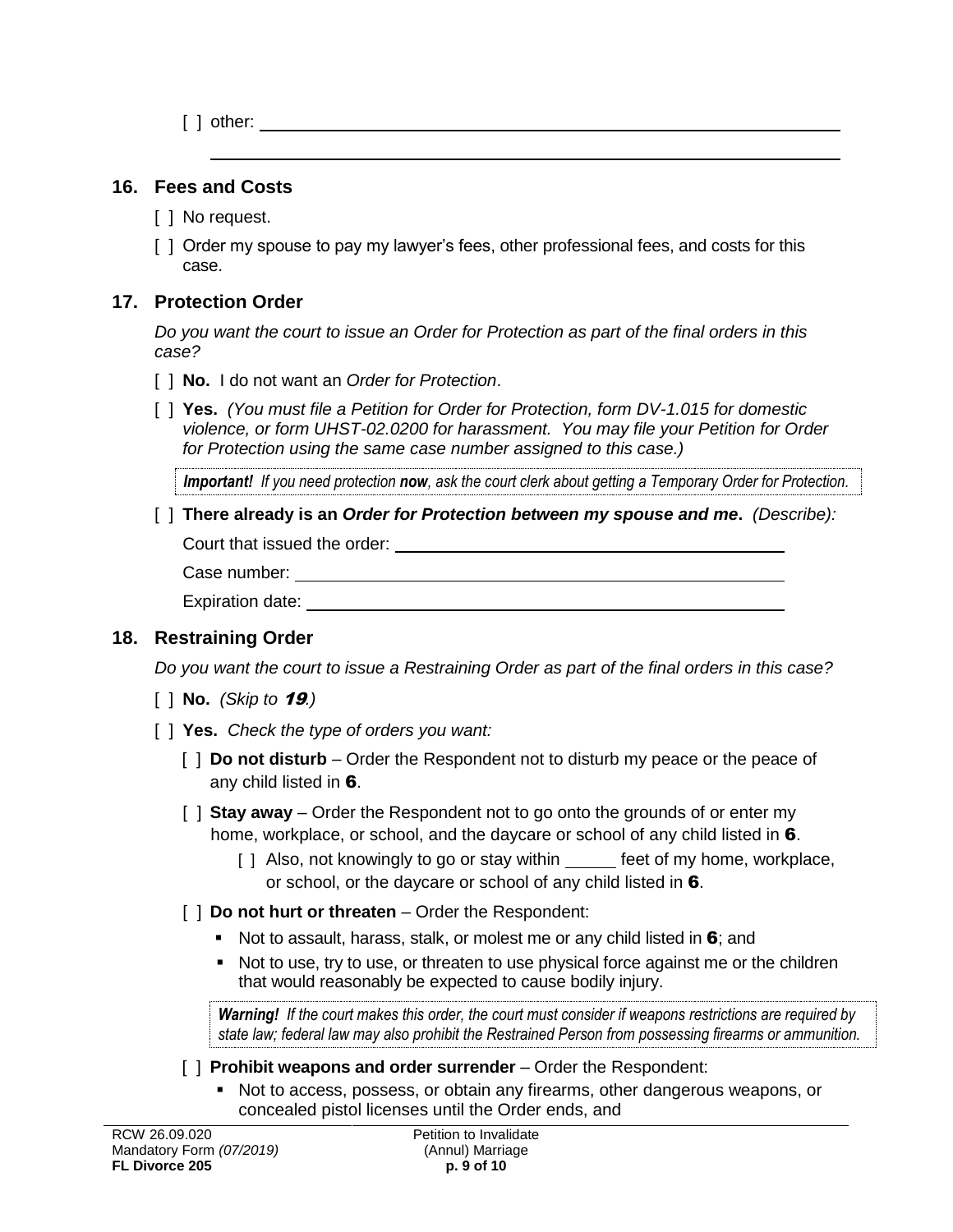[ ] other: ____________________________________________

____________________________________________

## 16. Fees and Costs

[ ] No request.

[ ] Order my spouse to pay my lawyer's fees, other professional fees, and costs for this case.

## 17. Protection Order

*Do you want the court to issue an Order for Protection as part of the final orders in this case?*

[ ] **No.** I do not want an *Order for Protection*.

[ ] **Yes.** *(You must file a Petition for Order for Protection, form DV-1.015 for domestic violence, or form UHST-02.0200 for harassment. You may file your Petition for Order for Protection using the same case number assigned to this case.)*

***Important!*** *If you need protection **now**, ask the court clerk about getting a Temporary Order for Protection.*

[ ] **There already is an *Order for Protection* between my spouse and me.** *(Describe):*

Court that issued the order: ____________________

Case number: ____________________

Expiration date: ____________________

## 18. Restraining Order

*Do you want the court to issue a Restraining Order as part of the final orders in this case?*

[ ] **No.** *(Skip to **19**.)*

[ ] **Yes.** *Check the type of orders you want:*

- [ ] **Do not disturb** – Order the Respondent not to disturb my peace or the peace of any child listed in **6**.
- [ ] **Stay away** – Order the Respondent not to go onto the grounds of or enter my home, workplace, or school, and the daycare or school of any child listed in **6**.
  - [ ] Also, not knowingly to go or stay within _____ feet of my home, workplace, or school, or the daycare or school of any child listed in **6**.
- [ ] **Do not hurt or threaten** – Order the Respondent:
  - Not to assault, harass, stalk, or molest me or any child listed in **6**; and
  - Not to use, try to use, or threaten to use physical force against me or the children that would reasonably be expected to cause bodily injury.

***Warning!*** *If the court makes this order, the court must consider if weapons restrictions are required by state law; federal law may also prohibit the Restrained Person from possessing firearms or ammunition.*

- [ ] **Prohibit weapons and order surrender** – Order the Respondent:
  - Not to access, possess, or obtain any firearms, other dangerous weapons, or concealed pistol licenses until the Order ends, and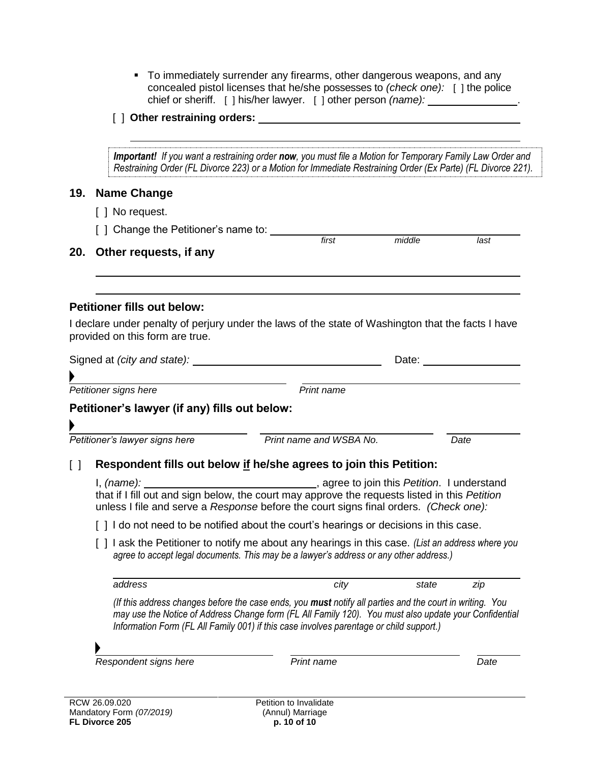- To immediately surrender any firearms, other dangerous weapons, and any concealed pistol licenses that he/she possesses to *(check one):* [ ] the police chief or sheriff. [ ] his/her lawyer. [ ] other person *(name):* ______________.

[ ] **Other restraining orders:** ________________________________________

________________________________________________________________

***Important!*** *If you want a restraining order **now**, you must file a Motion for Temporary Family Law Order and Restraining Order (FL Divorce 223) or a Motion for Immediate Restraining Order (Ex Parte) (FL Divorce 221).*

## 19. Name Change

[ ] No request.

[ ] Change the Petitioner's name to: ______________________________
*first* *middle* *last*

## 20. Other requests, if any

________________________________________________________________

________________________________________________________________

### Petitioner fills out below:

I declare under penalty of perjury under the laws of the state of Washington that the facts I have provided on this form are true.

Signed at *(city and state):* ______________________________ Date: ______________

______________________________ ______________________________
*Petitioner signs here* *Print name*

### Petitioner's lawyer (if any) fills out below:

______________________________ ______________________________ ______________
*Petitioner's lawyer signs here* *Print name and WSBA No.* *Date*

### [ ] Respondent fills out below if he/she agrees to join this Petition:

I, *(name):* ______________________________, agree to join this *Petition*. I understand that if I fill out and sign below, the court may approve the requests listed in this *Petition* unless I file and serve a *Response* before the court signs final orders. *(Check one):*

[ ] I do not need to be notified about the court's hearings or decisions in this case.

[ ] I ask the Petitioner to notify me about any hearings in this case. *(List an address where you agree to accept legal documents. This may be a lawyer's address or any other address.)*

________________________________________________________________
*address* *city* *state* *zip*

*(If this address changes before the case ends, you **must** notify all parties and the court in writing. You may use the Notice of Address Change form (FL All Family 120). You must also update your Confidential Information Form (FL All Family 001) if this case involves parentage or child support.)*

______________________________ ______________________________ ______________
*Respondent signs here* *Print name* *Date*

RCW 26.09.020
Mandatory Form *(07/2019)*
**FL Divorce 205**

Petition to Invalidate (Annul) Marriage